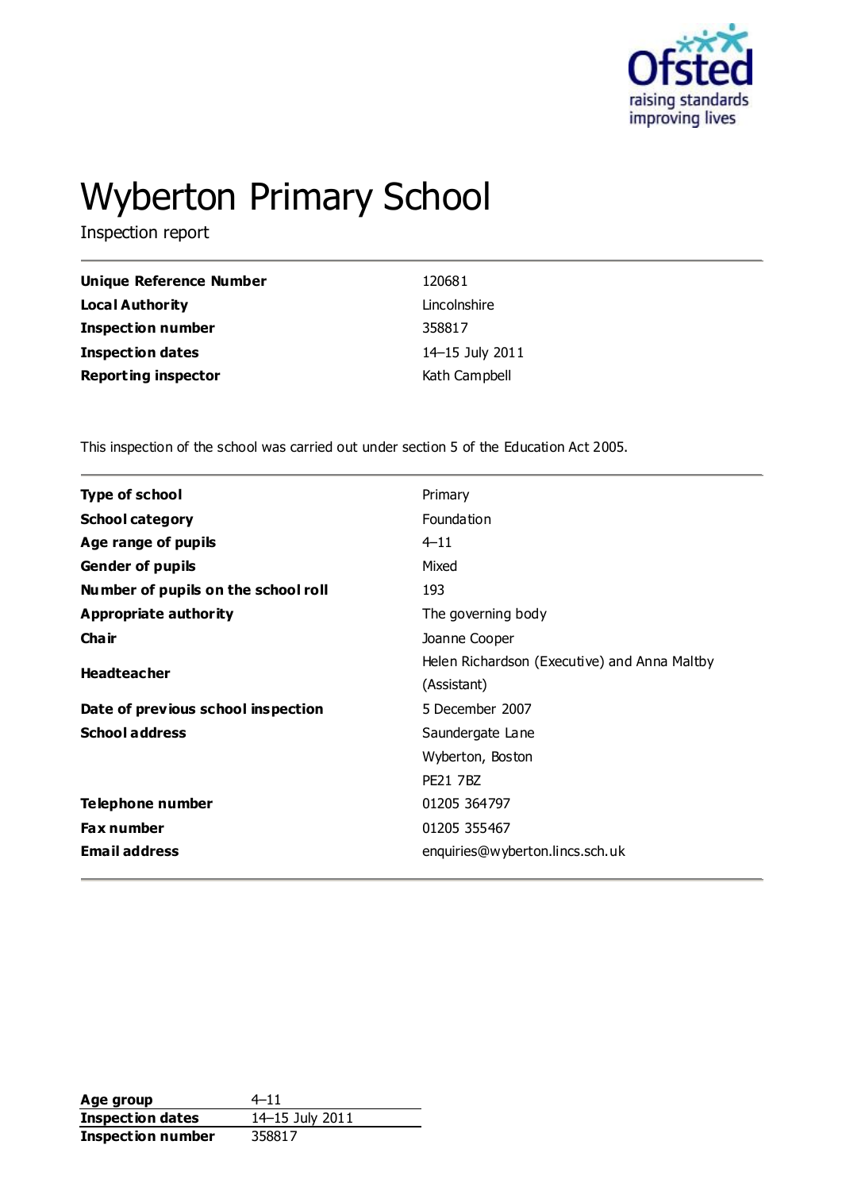# Wyberton Primary School

Inspection report

| | |
|---|---|
| **Unique Reference Number** | 120681 |
| **Local Authority** | Lincolnshire |
| **Inspection number** | 358817 |
| **Inspection dates** | 14–15 July 2011 |
| **Reporting inspector** | Kath Campbell |

This inspection of the school was carried out under section 5 of the Education Act 2005.

| | |
|---|---|
| **Type of school** | Primary |
| **School category** | Foundation |
| **Age range of pupils** | 4–11 |
| **Gender of pupils** | Mixed |
| **Number of pupils on the school roll** | 193 |
| **Appropriate authority** | The governing body |
| **Chair** | Joanne Cooper |
| **Headteacher** | Helen Richardson (Executive) and Anna Maltby (Assistant) |
| **Date of previous school inspection** | 5 December 2007 |
| **School address** | Saundergate Lane<br>Wyberton, Boston<br>PE21 7BZ |
| **Telephone number** | 01205 364797 |
| **Fax number** | 01205 355467 |
| **Email address** | enquiries@wyberton.lincs.sch.uk |

| | |
|---|---|
| **Age group** | 4–11 |
| **Inspection dates** | 14–15 July 2011 |
| **Inspection number** | 358817 |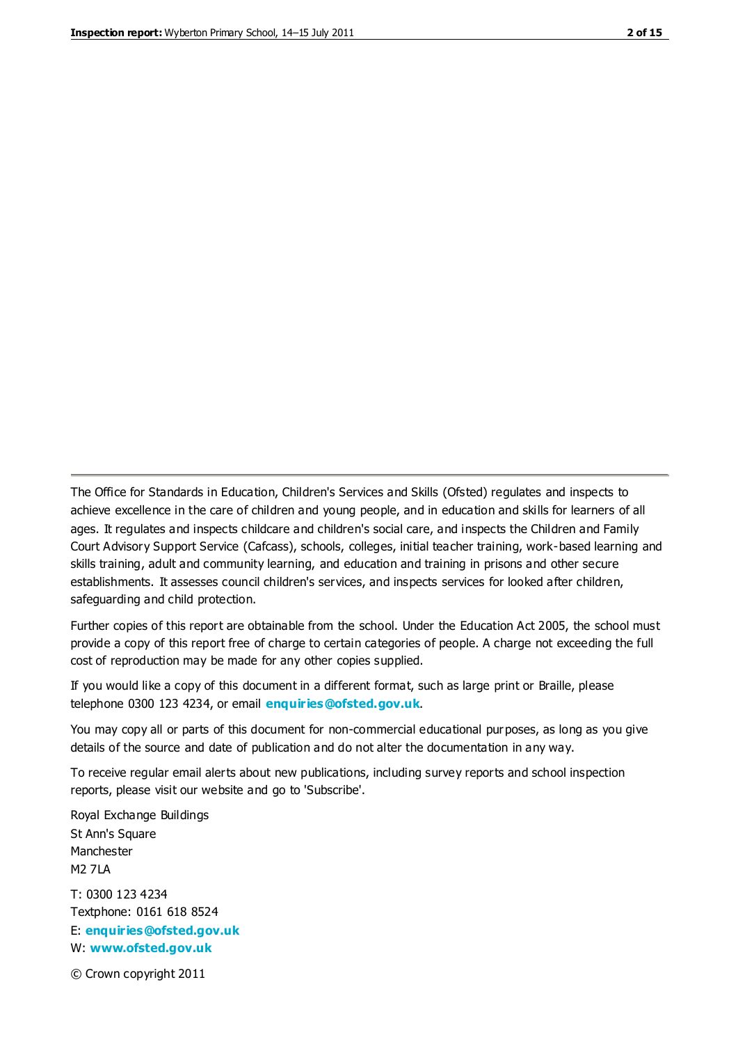The Office for Standards in Education, Children's Services and Skills (Ofsted) regulates and inspects to achieve excellence in the care of children and young people, and in education and skills for learners of all ages. It regulates and inspects childcare and children's social care, and inspects the Children and Family Court Advisory Support Service (Cafcass), schools, colleges, initial teacher training, work-based learning and skills training, adult and community learning, and education and training in prisons and other secure establishments. It assesses council children's services, and inspects services for looked after children, safeguarding and child protection.

Further copies of this report are obtainable from the school. Under the Education Act 2005, the school must provide a copy of this report free of charge to certain categories of people. A charge not exceeding the full cost of reproduction may be made for any other copies supplied.

If you would like a copy of this document in a different format, such as large print or Braille, please telephone 0300 123 4234, or email **enquiries@ofsted.gov.uk**.

You may copy all or parts of this document for non-commercial educational purposes, as long as you give details of the source and date of publication and do not alter the documentation in any way.

To receive regular email alerts about new publications, including survey reports and school inspection reports, please visit our website and go to 'Subscribe'.

Royal Exchange Buildings
St Ann's Square
Manchester
M2 7LA

T: 0300 123 4234
Textphone: 0161 618 8524
E: **enquiries@ofsted.gov.uk**
W: **www.ofsted.gov.uk**

© Crown copyright 2011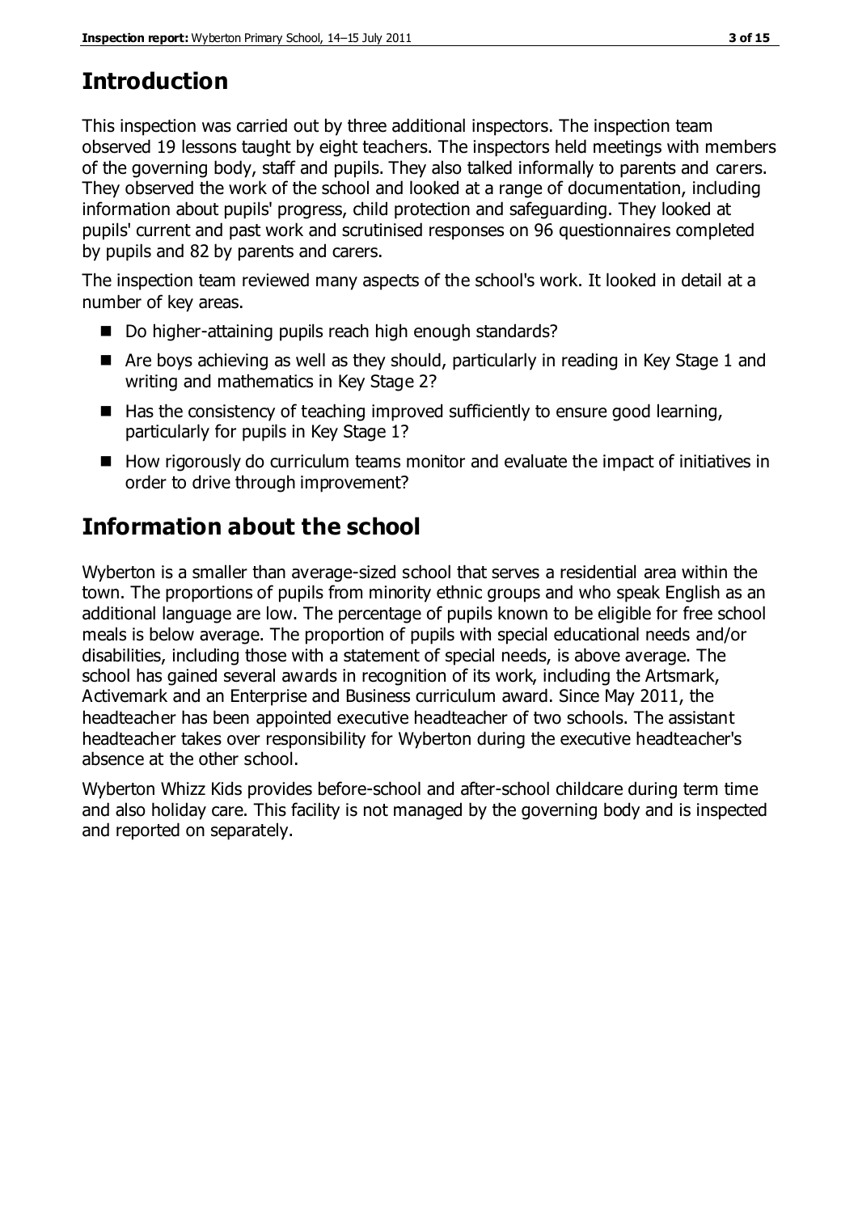## Introduction

This inspection was carried out by three additional inspectors. The inspection team observed 19 lessons taught by eight teachers. The inspectors held meetings with members of the governing body, staff and pupils. They also talked informally to parents and carers. They observed the work of the school and looked at a range of documentation, including information about pupils' progress, child protection and safeguarding. They looked at pupils' current and past work and scrutinised responses on 96 questionnaires completed by pupils and 82 by parents and carers.

The inspection team reviewed many aspects of the school's work. It looked in detail at a number of key areas.

- Do higher-attaining pupils reach high enough standards?
- Are boys achieving as well as they should, particularly in reading in Key Stage 1 and writing and mathematics in Key Stage 2?
- Has the consistency of teaching improved sufficiently to ensure good learning, particularly for pupils in Key Stage 1?
- How rigorously do curriculum teams monitor and evaluate the impact of initiatives in order to drive through improvement?

## Information about the school

Wyberton is a smaller than average-sized school that serves a residential area within the town. The proportions of pupils from minority ethnic groups and who speak English as an additional language are low. The percentage of pupils known to be eligible for free school meals is below average. The proportion of pupils with special educational needs and/or disabilities, including those with a statement of special needs, is above average. The school has gained several awards in recognition of its work, including the Artsmark, Activemark and an Enterprise and Business curriculum award. Since May 2011, the headteacher has been appointed executive headteacher of two schools. The assistant headteacher takes over responsibility for Wyberton during the executive headteacher's absence at the other school.

Wyberton Whizz Kids provides before-school and after-school childcare during term time and also holiday care. This facility is not managed by the governing body and is inspected and reported on separately.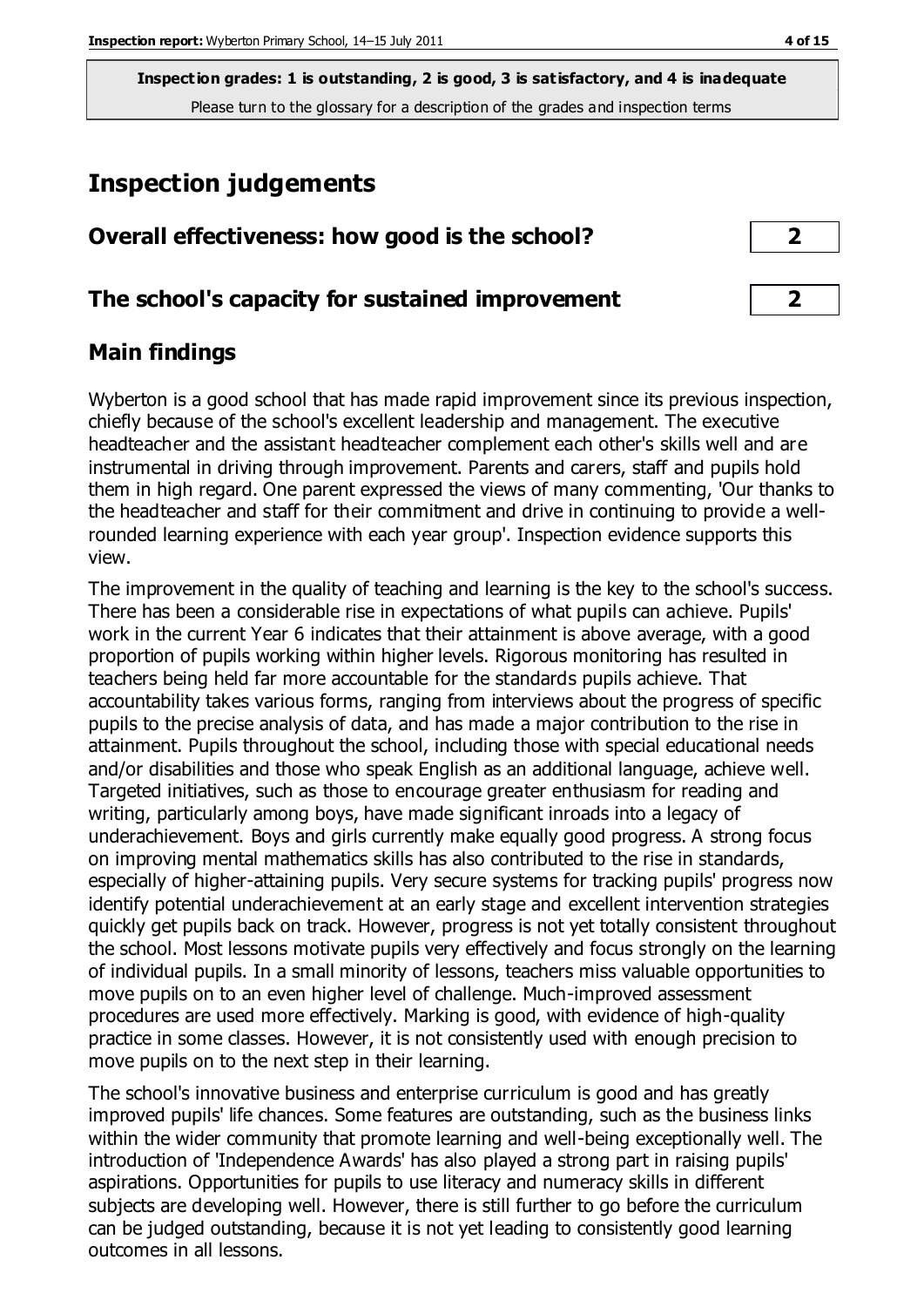**Inspection grades: 1 is outstanding, 2 is good, 3 is satisfactory, and 4 is inadequate**
Please turn to the glossary for a description of the grades and inspection terms

## Inspection judgements

| | |
|---|---|
| **Overall effectiveness: how good is the school?** | **2** |
| **The school's capacity for sustained improvement** | **2** |

### Main findings

Wyberton is a good school that has made rapid improvement since its previous inspection, chiefly because of the school's excellent leadership and management. The executive headteacher and the assistant headteacher complement each other's skills well and are instrumental in driving through improvement. Parents and carers, staff and pupils hold them in high regard. One parent expressed the views of many commenting, 'Our thanks to the headteacher and staff for their commitment and drive in continuing to provide a well-rounded learning experience with each year group'. Inspection evidence supports this view.

The improvement in the quality of teaching and learning is the key to the school's success. There has been a considerable rise in expectations of what pupils can achieve. Pupils' work in the current Year 6 indicates that their attainment is above average, with a good proportion of pupils working within higher levels. Rigorous monitoring has resulted in teachers being held far more accountable for the standards pupils achieve. That accountability takes various forms, ranging from interviews about the progress of specific pupils to the precise analysis of data, and has made a major contribution to the rise in attainment. Pupils throughout the school, including those with special educational needs and/or disabilities and those who speak English as an additional language, achieve well. Targeted initiatives, such as those to encourage greater enthusiasm for reading and writing, particularly among boys, have made significant inroads into a legacy of underachievement. Boys and girls currently make equally good progress. A strong focus on improving mental mathematics skills has also contributed to the rise in standards, especially of higher-attaining pupils. Very secure systems for tracking pupils' progress now identify potential underachievement at an early stage and excellent intervention strategies quickly get pupils back on track. However, progress is not yet totally consistent throughout the school. Most lessons motivate pupils very effectively and focus strongly on the learning of individual pupils. In a small minority of lessons, teachers miss valuable opportunities to move pupils on to an even higher level of challenge. Much-improved assessment procedures are used more effectively. Marking is good, with evidence of high-quality practice in some classes. However, it is not consistently used with enough precision to move pupils on to the next step in their learning.

The school's innovative business and enterprise curriculum is good and has greatly improved pupils' life chances. Some features are outstanding, such as the business links within the wider community that promote learning and well-being exceptionally well. The introduction of 'Independence Awards' has also played a strong part in raising pupils' aspirations. Opportunities for pupils to use literacy and numeracy skills in different subjects are developing well. However, there is still further to go before the curriculum can be judged outstanding, because it is not yet leading to consistently good learning outcomes in all lessons.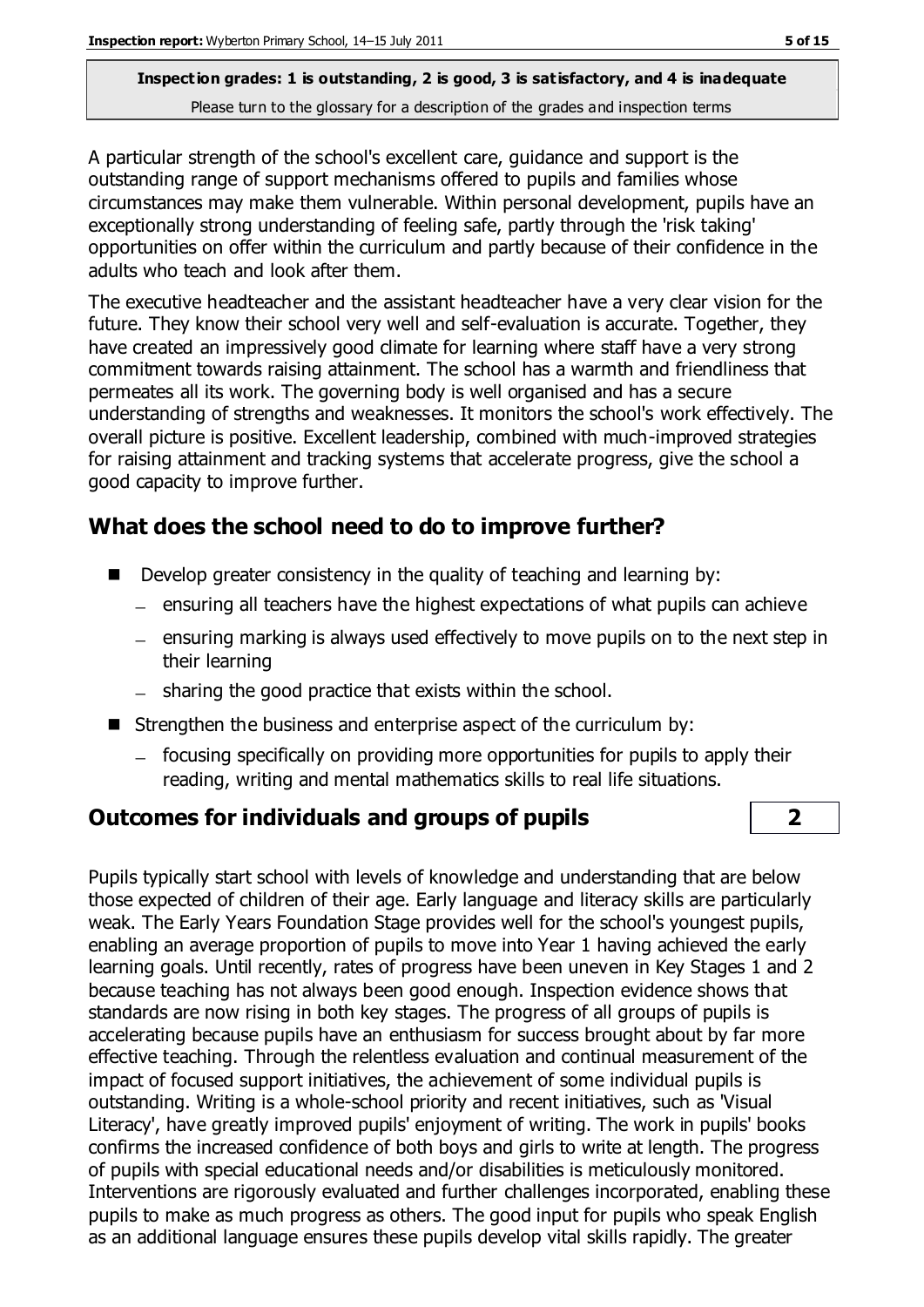**Inspection grades: 1 is outstanding, 2 is good, 3 is satisfactory, and 4 is inadequate**
Please turn to the glossary for a description of the grades and inspection terms

A particular strength of the school's excellent care, guidance and support is the outstanding range of support mechanisms offered to pupils and families whose circumstances may make them vulnerable. Within personal development, pupils have an exceptionally strong understanding of feeling safe, partly through the 'risk taking' opportunities on offer within the curriculum and partly because of their confidence in the adults who teach and look after them.

The executive headteacher and the assistant headteacher have a very clear vision for the future. They know their school very well and self-evaluation is accurate. Together, they have created an impressively good climate for learning where staff have a very strong commitment towards raising attainment. The school has a warmth and friendliness that permeates all its work. The governing body is well organised and has a secure understanding of strengths and weaknesses. It monitors the school's work effectively. The overall picture is positive. Excellent leadership, combined with much-improved strategies for raising attainment and tracking systems that accelerate progress, give the school a good capacity to improve further.

## What does the school need to do to improve further?

- Develop greater consistency in the quality of teaching and learning by:
  - ensuring all teachers have the highest expectations of what pupils can achieve
  - ensuring marking is always used effectively to move pupils on to the next step in their learning
  - sharing the good practice that exists within the school.
- Strengthen the business and enterprise aspect of the curriculum by:
  - focusing specifically on providing more opportunities for pupils to apply their reading, writing and mental mathematics skills to real life situations.

## Outcomes for individuals and groups of pupils — 2

Pupils typically start school with levels of knowledge and understanding that are below those expected of children of their age. Early language and literacy skills are particularly weak. The Early Years Foundation Stage provides well for the school's youngest pupils, enabling an average proportion of pupils to move into Year 1 having achieved the early learning goals. Until recently, rates of progress have been uneven in Key Stages 1 and 2 because teaching has not always been good enough. Inspection evidence shows that standards are now rising in both key stages. The progress of all groups of pupils is accelerating because pupils have an enthusiasm for success brought about by far more effective teaching. Through the relentless evaluation and continual measurement of the impact of focused support initiatives, the achievement of some individual pupils is outstanding. Writing is a whole-school priority and recent initiatives, such as 'Visual Literacy', have greatly improved pupils' enjoyment of writing. The work in pupils' books confirms the increased confidence of both boys and girls to write at length. The progress of pupils with special educational needs and/or disabilities is meticulously monitored. Interventions are rigorously evaluated and further challenges incorporated, enabling these pupils to make as much progress as others. The good input for pupils who speak English as an additional language ensures these pupils develop vital skills rapidly. The greater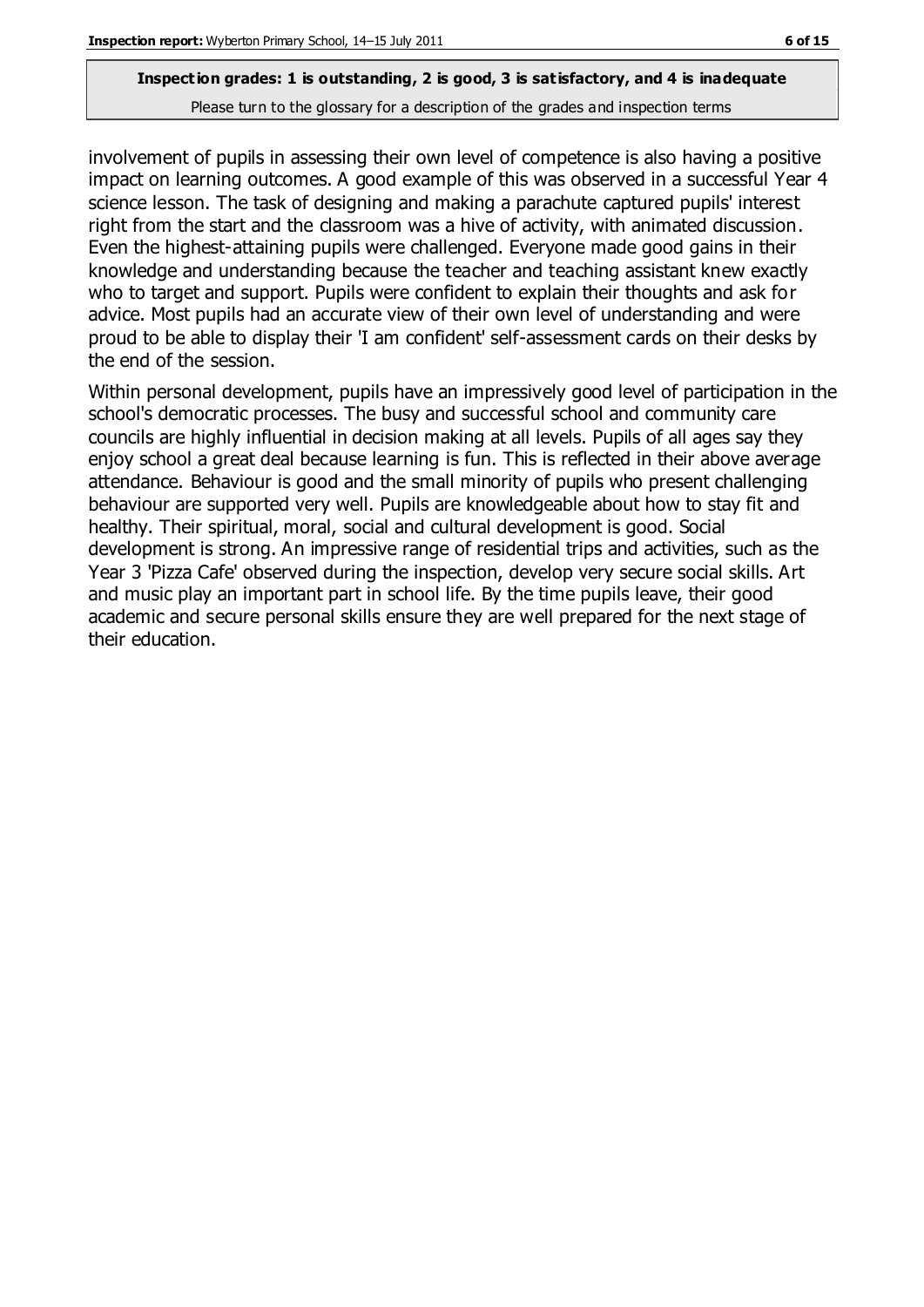involvement of pupils in assessing their own level of competence is also having a positive impact on learning outcomes. A good example of this was observed in a successful Year 4 science lesson. The task of designing and making a parachute captured pupils' interest right from the start and the classroom was a hive of activity, with animated discussion. Even the highest-attaining pupils were challenged. Everyone made good gains in their knowledge and understanding because the teacher and teaching assistant knew exactly who to target and support. Pupils were confident to explain their thoughts and ask for advice. Most pupils had an accurate view of their own level of understanding and were proud to be able to display their 'I am confident' self-assessment cards on their desks by the end of the session.

Within personal development, pupils have an impressively good level of participation in the school's democratic processes. The busy and successful school and community care councils are highly influential in decision making at all levels. Pupils of all ages say they enjoy school a great deal because learning is fun. This is reflected in their above average attendance. Behaviour is good and the small minority of pupils who present challenging behaviour are supported very well. Pupils are knowledgeable about how to stay fit and healthy. Their spiritual, moral, social and cultural development is good. Social development is strong. An impressive range of residential trips and activities, such as the Year 3 'Pizza Cafe' observed during the inspection, develop very secure social skills. Art and music play an important part in school life. By the time pupils leave, their good academic and secure personal skills ensure they are well prepared for the next stage of their education.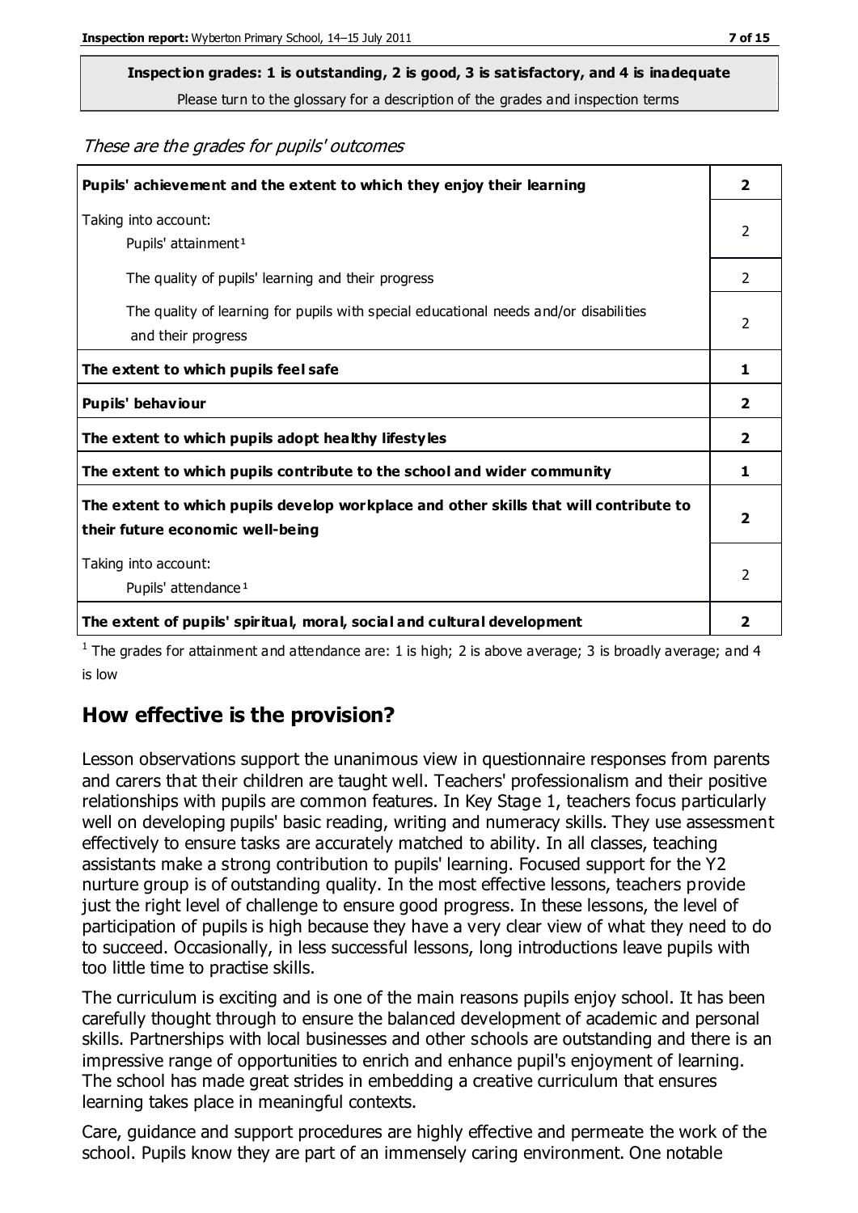**Inspection grades: 1 is outstanding, 2 is good, 3 is satisfactory, and 4 is inadequate**
Please turn to the glossary for a description of the grades and inspection terms

*These are the grades for pupils' outcomes*

| | |
|---|---|
| **Pupils' achievement and the extent to which they enjoy their learning** | **2** |
| Taking into account: Pupils' attainment[1] | 2 |
| The quality of pupils' learning and their progress | 2 |
| The quality of learning for pupils with special educational needs and/or disabilities and their progress | 2 |
| **The extent to which pupils feel safe** | **1** |
| **Pupils' behaviour** | **2** |
| **The extent to which pupils adopt healthy lifestyles** | **2** |
| **The extent to which pupils contribute to the school and wider community** | **1** |
| **The extent to which pupils develop workplace and other skills that will contribute to their future economic well-being** | **2** |
| Taking into account: Pupils' attendance[1] | 2 |
| **The extent of pupils' spiritual, moral, social and cultural development** | **2** |

[1] The grades for attainment and attendance are: 1 is high; 2 is above average; 3 is broadly average; and 4 is low

## How effective is the provision?

Lesson observations support the unanimous view in questionnaire responses from parents and carers that their children are taught well. Teachers' professionalism and their positive relationships with pupils are common features. In Key Stage 1, teachers focus particularly well on developing pupils' basic reading, writing and numeracy skills. They use assessment effectively to ensure tasks are accurately matched to ability. In all classes, teaching assistants make a strong contribution to pupils' learning. Focused support for the Y2 nurture group is of outstanding quality. In the most effective lessons, teachers provide just the right level of challenge to ensure good progress. In these lessons, the level of participation of pupils is high because they have a very clear view of what they need to do to succeed. Occasionally, in less successful lessons, long introductions leave pupils with too little time to practise skills.

The curriculum is exciting and is one of the main reasons pupils enjoy school. It has been carefully thought through to ensure the balanced development of academic and personal skills. Partnerships with local businesses and other schools are outstanding and there is an impressive range of opportunities to enrich and enhance pupil's enjoyment of learning. The school has made great strides in embedding a creative curriculum that ensures learning takes place in meaningful contexts.

Care, guidance and support procedures are highly effective and permeate the work of the school. Pupils know they are part of an immensely caring environment. One notable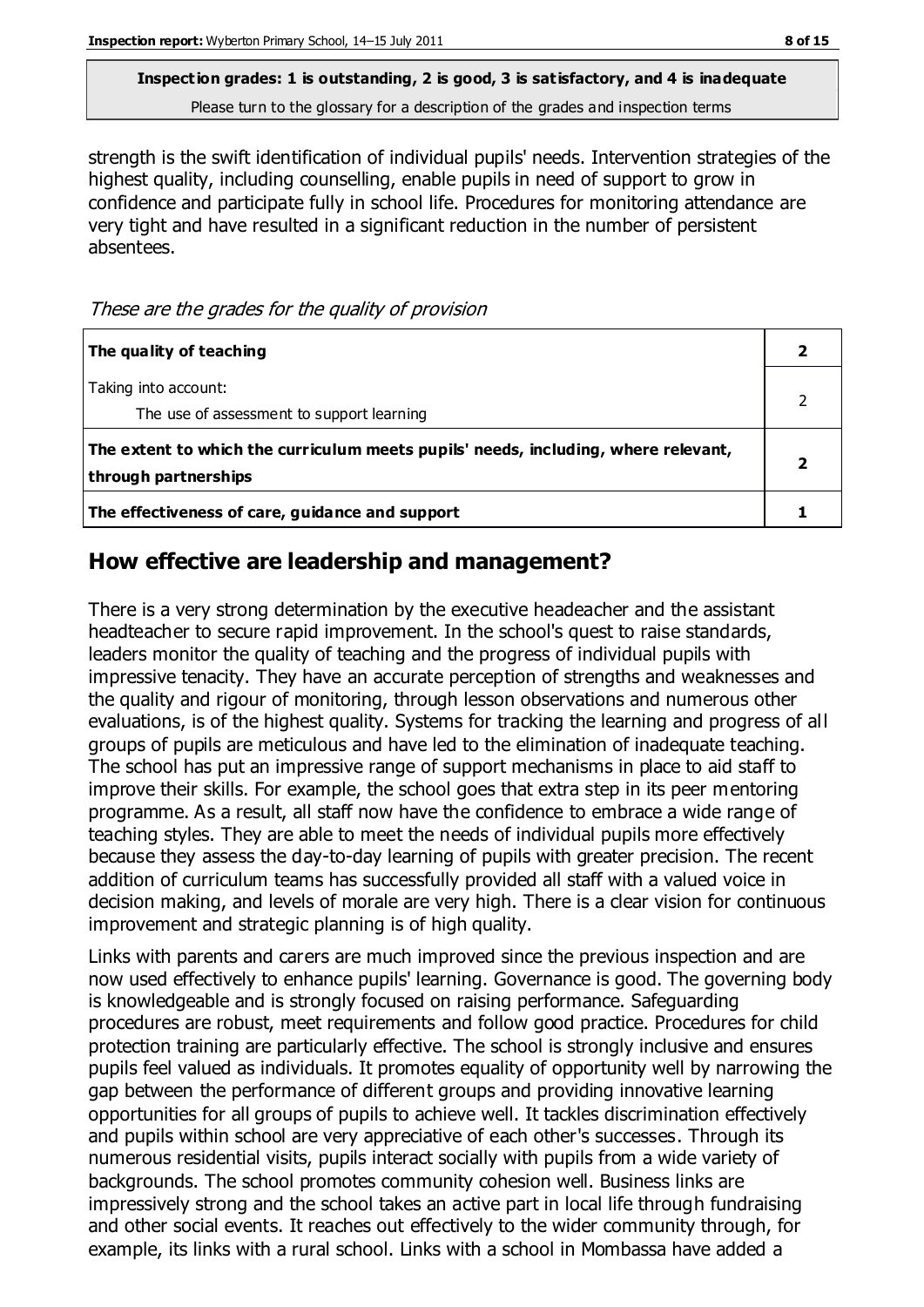**Inspection grades: 1 is outstanding, 2 is good, 3 is satisfactory, and 4 is inadequate**
Please turn to the glossary for a description of the grades and inspection terms

strength is the swift identification of individual pupils' needs. Intervention strategies of the highest quality, including counselling, enable pupils in need of support to grow in confidence and participate fully in school life. Procedures for monitoring attendance are very tight and have resulted in a significant reduction in the number of persistent absentees.

*These are the grades for the quality of provision*

| | |
|---|---|
| **The quality of teaching** | **2** |
| Taking into account: The use of assessment to support learning | 2 |
| **The extent to which the curriculum meets pupils' needs, including, where relevant, through partnerships** | **2** |
| **The effectiveness of care, guidance and support** | **1** |

## How effective are leadership and management?

There is a very strong determination by the executive headeacher and the assistant headteacher to secure rapid improvement. In the school's quest to raise standards, leaders monitor the quality of teaching and the progress of individual pupils with impressive tenacity. They have an accurate perception of strengths and weaknesses and the quality and rigour of monitoring, through lesson observations and numerous other evaluations, is of the highest quality. Systems for tracking the learning and progress of all groups of pupils are meticulous and have led to the elimination of inadequate teaching. The school has put an impressive range of support mechanisms in place to aid staff to improve their skills. For example, the school goes that extra step in its peer mentoring programme. As a result, all staff now have the confidence to embrace a wide range of teaching styles. They are able to meet the needs of individual pupils more effectively because they assess the day-to-day learning of pupils with greater precision. The recent addition of curriculum teams has successfully provided all staff with a valued voice in decision making, and levels of morale are very high. There is a clear vision for continuous improvement and strategic planning is of high quality.

Links with parents and carers are much improved since the previous inspection and are now used effectively to enhance pupils' learning. Governance is good. The governing body is knowledgeable and is strongly focused on raising performance. Safeguarding procedures are robust, meet requirements and follow good practice. Procedures for child protection training are particularly effective. The school is strongly inclusive and ensures pupils feel valued as individuals. It promotes equality of opportunity well by narrowing the gap between the performance of different groups and providing innovative learning opportunities for all groups of pupils to achieve well. It tackles discrimination effectively and pupils within school are very appreciative of each other's successes. Through its numerous residential visits, pupils interact socially with pupils from a wide variety of backgrounds. The school promotes community cohesion well. Business links are impressively strong and the school takes an active part in local life through fundraising and other social events. It reaches out effectively to the wider community through, for example, its links with a rural school. Links with a school in Mombassa have added a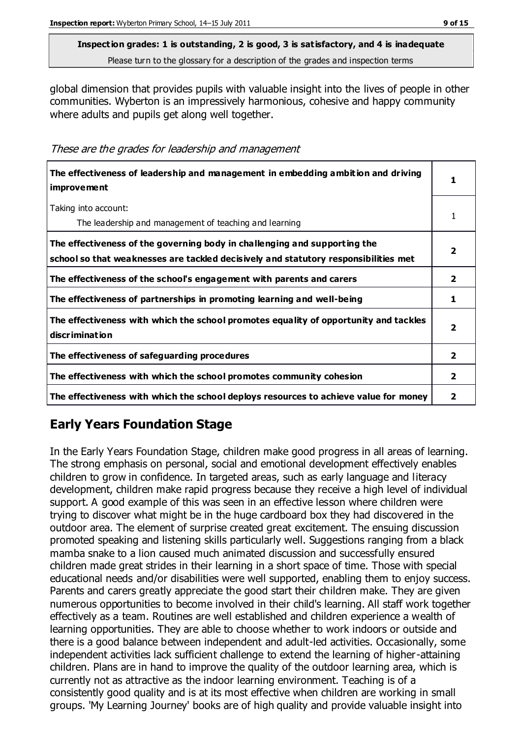**Inspection grades: 1 is outstanding, 2 is good, 3 is satisfactory, and 4 is inadequate**
Please turn to the glossary for a description of the grades and inspection terms

global dimension that provides pupils with valuable insight into the lives of people in other communities. Wyberton is an impressively harmonious, cohesive and happy community where adults and pupils get along well together.

*These are the grades for leadership and management*

| | |
|---|---|
| **The effectiveness of leadership and management in embedding ambition and driving improvement** | **1** |
| Taking into account: The leadership and management of teaching and learning | 1 |
| **The effectiveness of the governing body in challenging and supporting the school so that weaknesses are tackled decisively and statutory responsibilities met** | **2** |
| **The effectiveness of the school's engagement with parents and carers** | **2** |
| **The effectiveness of partnerships in promoting learning and well-being** | **1** |
| **The effectiveness with which the school promotes equality of opportunity and tackles discrimination** | **2** |
| **The effectiveness of safeguarding procedures** | **2** |
| **The effectiveness with which the school promotes community cohesion** | **2** |
| **The effectiveness with which the school deploys resources to achieve value for money** | **2** |

## Early Years Foundation Stage

In the Early Years Foundation Stage, children make good progress in all areas of learning. The strong emphasis on personal, social and emotional development effectively enables children to grow in confidence. In targeted areas, such as early language and literacy development, children make rapid progress because they receive a high level of individual support. A good example of this was seen in an effective lesson where children were trying to discover what might be in the huge cardboard box they had discovered in the outdoor area. The element of surprise created great excitement. The ensuing discussion promoted speaking and listening skills particularly well. Suggestions ranging from a black mamba snake to a lion caused much animated discussion and successfully ensured children made great strides in their learning in a short space of time. Those with special educational needs and/or disabilities were well supported, enabling them to enjoy success. Parents and carers greatly appreciate the good start their children make. They are given numerous opportunities to become involved in their child's learning. All staff work together effectively as a team. Routines are well established and children experience a wealth of learning opportunities. They are able to choose whether to work indoors or outside and there is a good balance between independent and adult-led activities. Occasionally, some independent activities lack sufficient challenge to extend the learning of higher-attaining children. Plans are in hand to improve the quality of the outdoor learning area, which is currently not as attractive as the indoor learning environment. Teaching is of a consistently good quality and is at its most effective when children are working in small groups. 'My Learning Journey' books are of high quality and provide valuable insight into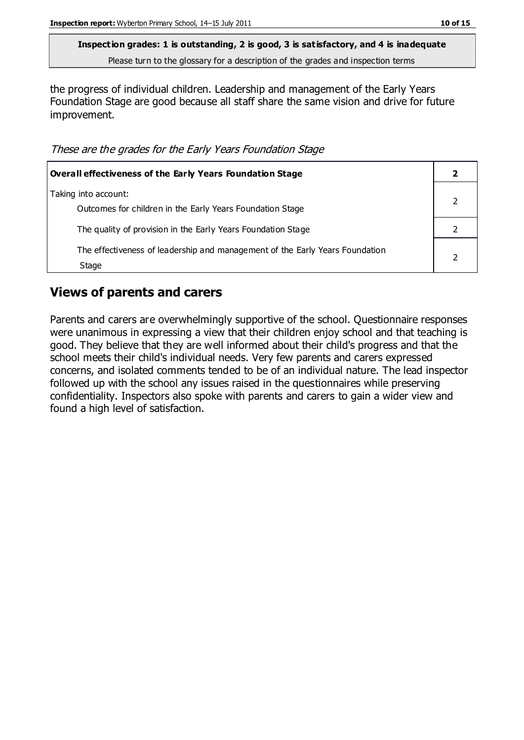**Inspection grades: 1 is outstanding, 2 is good, 3 is satisfactory, and 4 is inadequate**
Please turn to the glossary for a description of the grades and inspection terms

the progress of individual children. Leadership and management of the Early Years Foundation Stage are good because all staff share the same vision and drive for future improvement.

*These are the grades for the Early Years Foundation Stage*

| **Overall effectiveness of the Early Years Foundation Stage** | **2** |
|---|---|
| Taking into account: Outcomes for children in the Early Years Foundation Stage | 2 |
| The quality of provision in the Early Years Foundation Stage | 2 |
| The effectiveness of leadership and management of the Early Years Foundation Stage | 2 |

## Views of parents and carers

Parents and carers are overwhelmingly supportive of the school. Questionnaire responses were unanimous in expressing a view that their children enjoy school and that teaching is good. They believe that they are well informed about their child's progress and that the school meets their child's individual needs. Very few parents and carers expressed concerns, and isolated comments tended to be of an individual nature. The lead inspector followed up with the school any issues raised in the questionnaires while preserving confidentiality. Inspectors also spoke with parents and carers to gain a wider view and found a high level of satisfaction.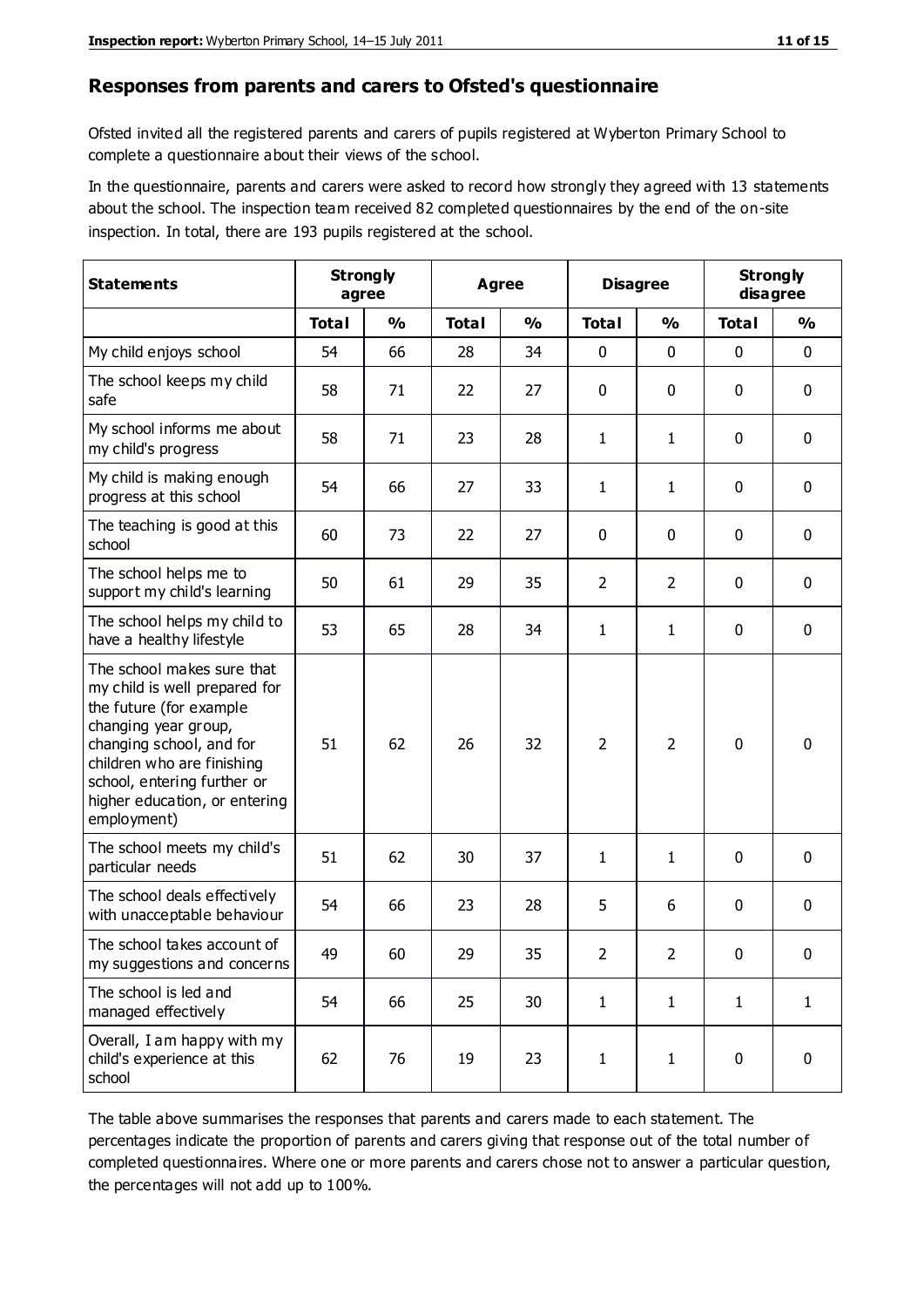## Responses from parents and carers to Ofsted's questionnaire

Ofsted invited all the registered parents and carers of pupils registered at Wyberton Primary School to complete a questionnaire about their views of the school.

In the questionnaire, parents and carers were asked to record how strongly they agreed with 13 statements about the school. The inspection team received 82 completed questionnaires by the end of the on-site inspection. In total, there are 193 pupils registered at the school.

| Statements | Strongly agree | | Agree | | Disagree | | Strongly disagree | |
|---|---|---|---|---|---|---|---|---|
| | Total | % | Total | % | Total | % | Total | % |
| My child enjoys school | 54 | 66 | 28 | 34 | 0 | 0 | 0 | 0 |
| The school keeps my child safe | 58 | 71 | 22 | 27 | 0 | 0 | 0 | 0 |
| My school informs me about my child's progress | 58 | 71 | 23 | 28 | 1 | 1 | 0 | 0 |
| My child is making enough progress at this school | 54 | 66 | 27 | 33 | 1 | 1 | 0 | 0 |
| The teaching is good at this school | 60 | 73 | 22 | 27 | 0 | 0 | 0 | 0 |
| The school helps me to support my child's learning | 50 | 61 | 29 | 35 | 2 | 2 | 0 | 0 |
| The school helps my child to have a healthy lifestyle | 53 | 65 | 28 | 34 | 1 | 1 | 0 | 0 |
| The school makes sure that my child is well prepared for the future (for example changing year group, changing school, and for children who are finishing school, entering further or higher education, or entering employment) | 51 | 62 | 26 | 32 | 2 | 2 | 0 | 0 |
| The school meets my child's particular needs | 51 | 62 | 30 | 37 | 1 | 1 | 0 | 0 |
| The school deals effectively with unacceptable behaviour | 54 | 66 | 23 | 28 | 5 | 6 | 0 | 0 |
| The school takes account of my suggestions and concerns | 49 | 60 | 29 | 35 | 2 | 2 | 0 | 0 |
| The school is led and managed effectively | 54 | 66 | 25 | 30 | 1 | 1 | 1 | 1 |
| Overall, I am happy with my child's experience at this school | 62 | 76 | 19 | 23 | 1 | 1 | 0 | 0 |

The table above summarises the responses that parents and carers made to each statement. The percentages indicate the proportion of parents and carers giving that response out of the total number of completed questionnaires. Where one or more parents and carers chose not to answer a particular question, the percentages will not add up to 100%.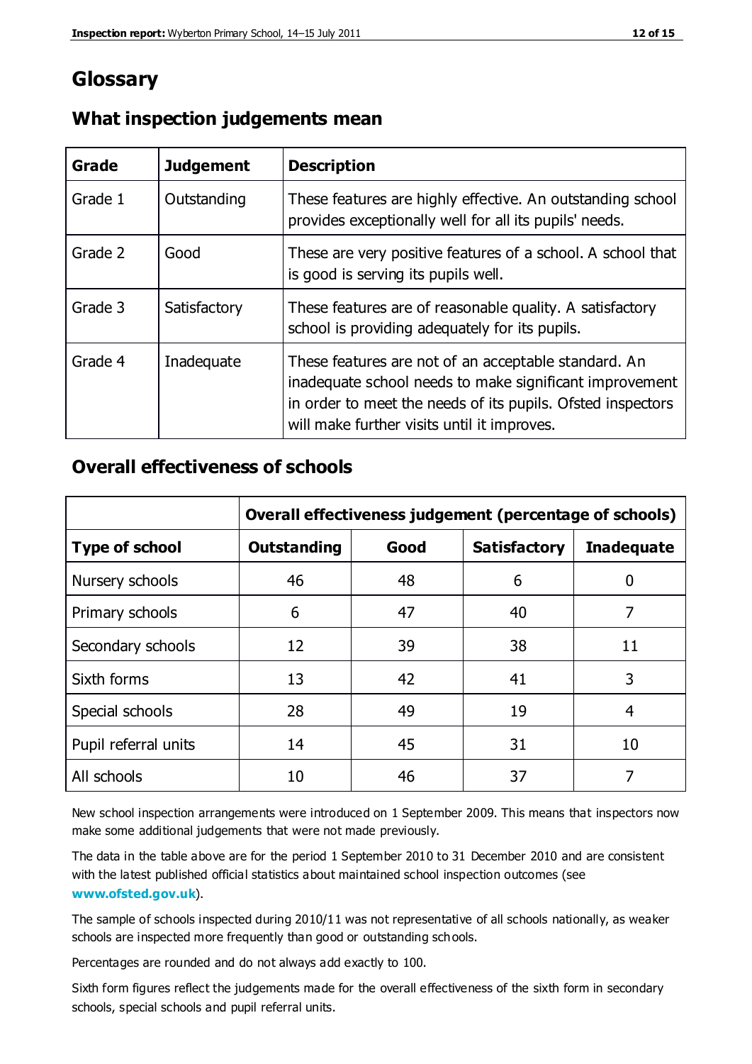## Glossary

### What inspection judgements mean

| Grade | Judgement | Description |
|---|---|---|
| Grade 1 | Outstanding | These features are highly effective. An outstanding school provides exceptionally well for all its pupils' needs. |
| Grade 2 | Good | These are very positive features of a school. A school that is good is serving its pupils well. |
| Grade 3 | Satisfactory | These features are of reasonable quality. A satisfactory school is providing adequately for its pupils. |
| Grade 4 | Inadequate | These features are not of an acceptable standard. An inadequate school needs to make significant improvement in order to meet the needs of its pupils. Ofsted inspectors will make further visits until it improves. |

### Overall effectiveness of schools

| | Overall effectiveness judgement (percentage of schools) | | | |
|---|---|---|---|---|
| **Type of school** | **Outstanding** | **Good** | **Satisfactory** | **Inadequate** |
| Nursery schools | 46 | 48 | 6 | 0 |
| Primary schools | 6 | 47 | 40 | 7 |
| Secondary schools | 12 | 39 | 38 | 11 |
| Sixth forms | 13 | 42 | 41 | 3 |
| Special schools | 28 | 49 | 19 | 4 |
| Pupil referral units | 14 | 45 | 31 | 10 |
| All schools | 10 | 46 | 37 | 7 |

New school inspection arrangements were introduced on 1 September 2009. This means that inspectors now make some additional judgements that were not made previously.

The data in the table above are for the period 1 September 2010 to 31 December 2010 and are consistent with the latest published official statistics about maintained school inspection outcomes (see **www.ofsted.gov.uk**).

The sample of schools inspected during 2010/11 was not representative of all schools nationally, as weaker schools are inspected more frequently than good or outstanding schools.

Percentages are rounded and do not always add exactly to 100.

Sixth form figures reflect the judgements made for the overall effectiveness of the sixth form in secondary schools, special schools and pupil referral units.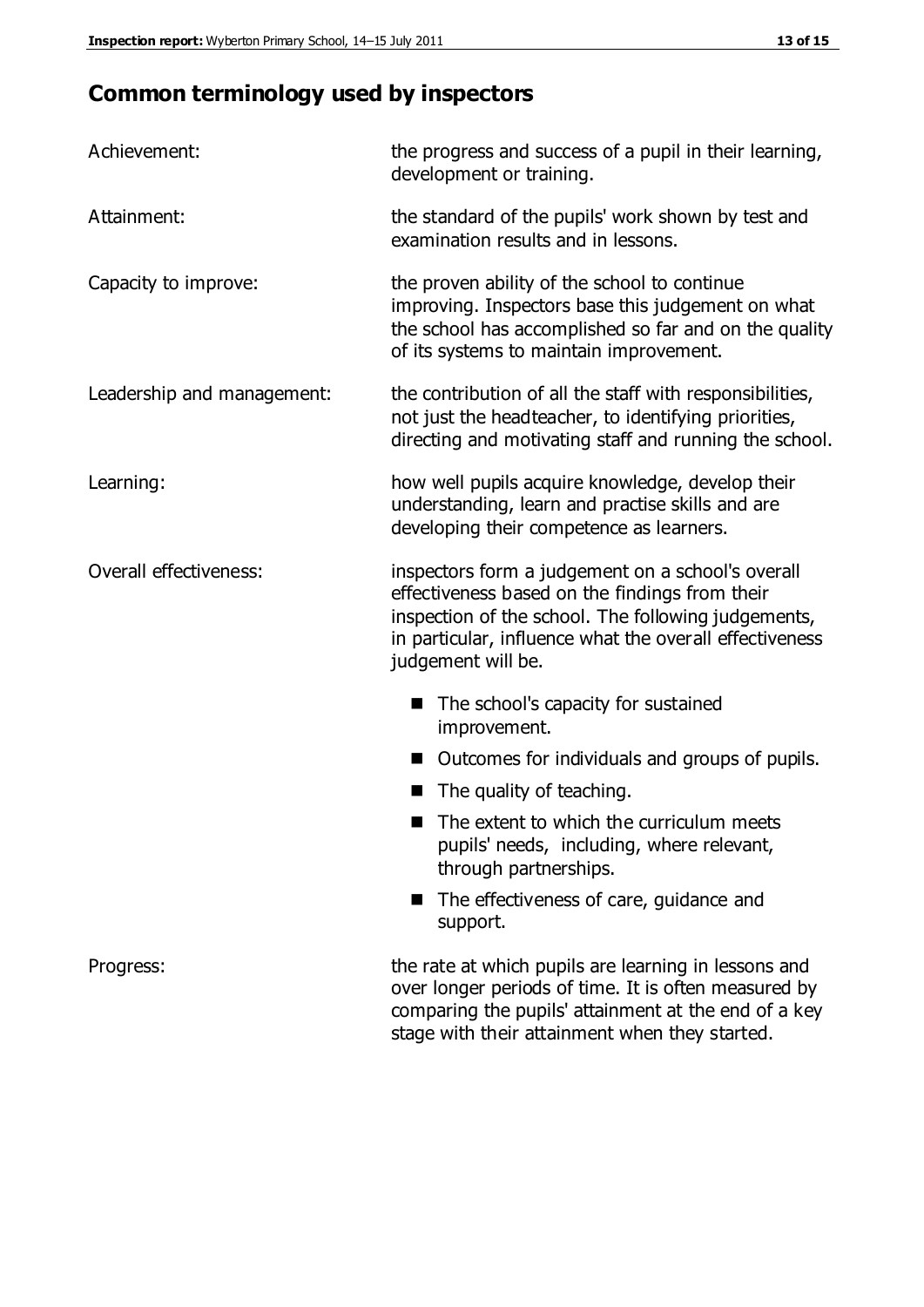## Common terminology used by inspectors

| | |
|---|---|
| Achievement: | the progress and success of a pupil in their learning, development or training. |
| Attainment: | the standard of the pupils' work shown by test and examination results and in lessons. |
| Capacity to improve: | the proven ability of the school to continue improving. Inspectors base this judgement on what the school has accomplished so far and on the quality of its systems to maintain improvement. |
| Leadership and management: | the contribution of all the staff with responsibilities, not just the headteacher, to identifying priorities, directing and motivating staff and running the school. |
| Learning: | how well pupils acquire knowledge, develop their understanding, learn and practise skills and are developing their competence as learners. |
| Overall effectiveness: | inspectors form a judgement on a school's overall effectiveness based on the findings from their inspection of the school. The following judgements, in particular, influence what the overall effectiveness judgement will be. |

- The school's capacity for sustained improvement.
- Outcomes for individuals and groups of pupils.
- The quality of teaching.
- The extent to which the curriculum meets pupils' needs, including, where relevant, through partnerships.
- The effectiveness of care, guidance and support.

| | |
|---|---|
| Progress: | the rate at which pupils are learning in lessons and over longer periods of time. It is often measured by comparing the pupils' attainment at the end of a key stage with their attainment when they started. |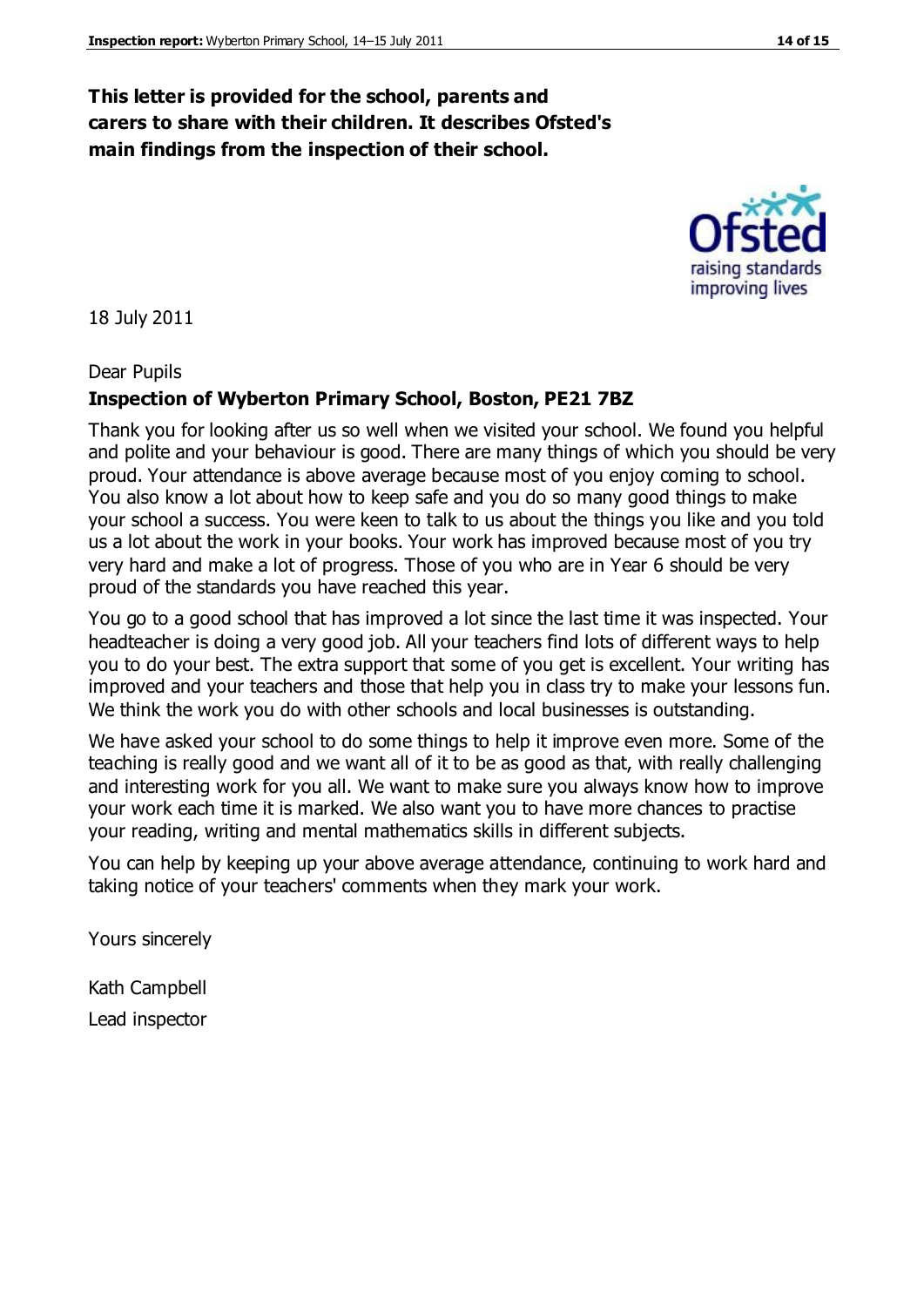**This letter is provided for the school, parents and carers to share with their children. It describes Ofsted's main findings from the inspection of their school.**

18 July 2011

Dear Pupils

**Inspection of Wyberton Primary School, Boston, PE21 7BZ**

Thank you for looking after us so well when we visited your school. We found you helpful and polite and your behaviour is good. There are many things of which you should be very proud. Your attendance is above average because most of you enjoy coming to school. You also know a lot about how to keep safe and you do so many good things to make your school a success. You were keen to talk to us about the things you like and you told us a lot about the work in your books. Your work has improved because most of you try very hard and make a lot of progress. Those of you who are in Year 6 should be very proud of the standards you have reached this year.

You go to a good school that has improved a lot since the last time it was inspected. Your headteacher is doing a very good job. All your teachers find lots of different ways to help you to do your best. The extra support that some of you get is excellent. Your writing has improved and your teachers and those that help you in class try to make your lessons fun. We think the work you do with other schools and local businesses is outstanding.

We have asked your school to do some things to help it improve even more. Some of the teaching is really good and we want all of it to be as good as that, with really challenging and interesting work for you all. We want to make sure you always know how to improve your work each time it is marked. We also want you to have more chances to practise your reading, writing and mental mathematics skills in different subjects.

You can help by keeping up your above average attendance, continuing to work hard and taking notice of your teachers' comments when they mark your work.

Yours sincerely

Kath Campbell

Lead inspector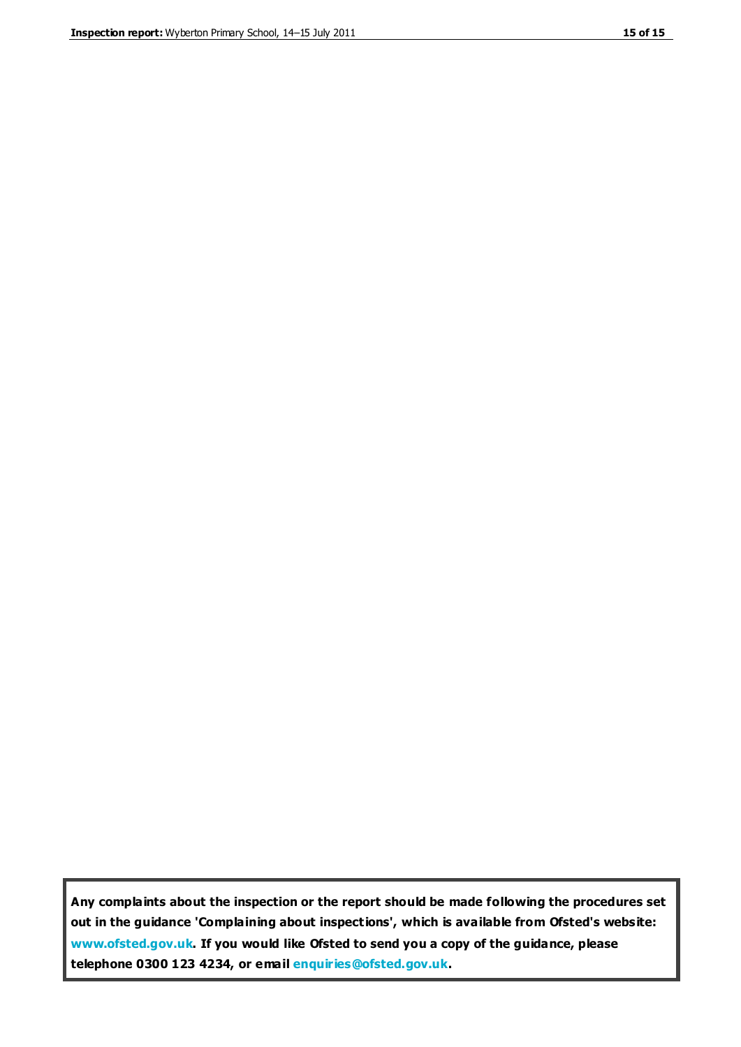**Any complaints about the inspection or the report should be made following the procedures set out in the guidance 'Complaining about inspections', which is available from Ofsted's website: www.ofsted.gov.uk. If you would like Ofsted to send you a copy of the guidance, please telephone 0300 123 4234, or email enquiries@ofsted.gov.uk.**